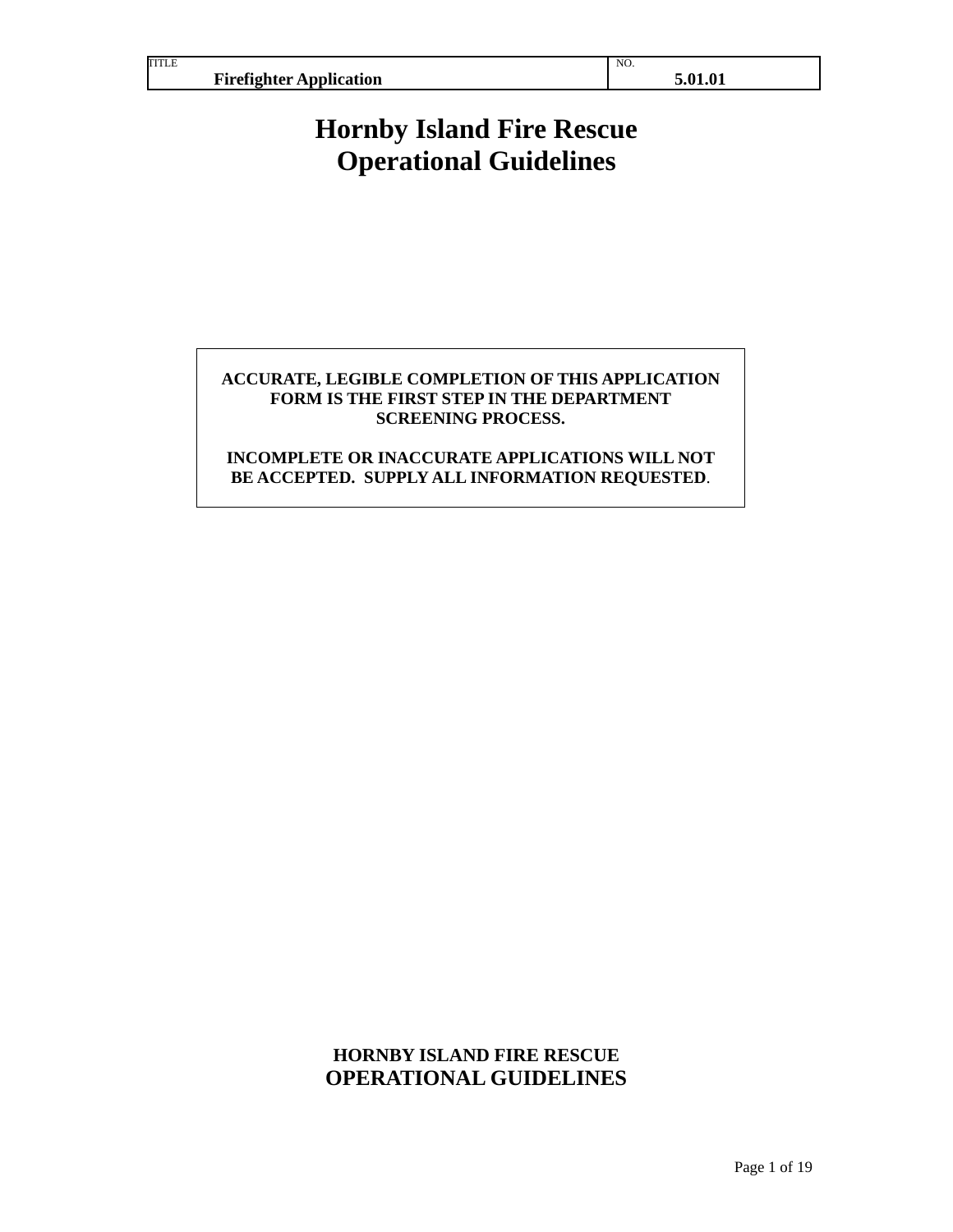| TITLE | NO. |
| --- | --- |
| **Firefighter Application** | **5.01.01** |

# Hornby Island Fire Rescue
# Operational Guidelines

**ACCURATE, LEGIBLE COMPLETION OF THIS APPLICATION FORM IS THE FIRST STEP IN THE DEPARTMENT SCREENING PROCESS.**

**INCOMPLETE OR INACCURATE APPLICATIONS WILL NOT BE ACCEPTED. SUPPLY ALL INFORMATION REQUESTED.**

**HORNBY ISLAND FIRE RESCUE**
**OPERATIONAL GUIDELINES**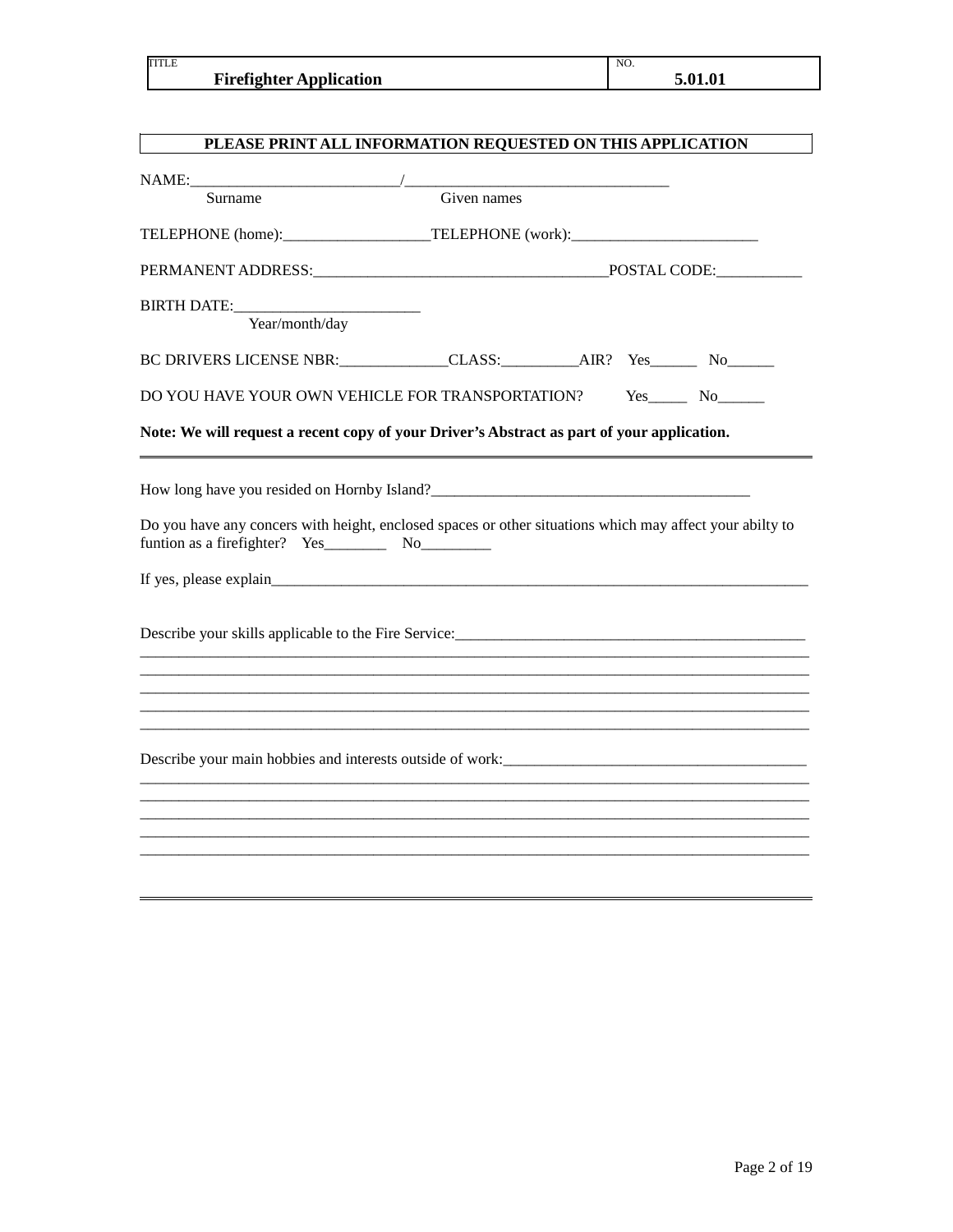| TITLE Firefighter Application | NO. 5.01.01 |
|---|---|

**PLEASE PRINT ALL INFORMATION REQUESTED ON THIS APPLICATION**

NAME:___________________________/___________________________________
Surname Given names

TELEPHONE (home):___________________TELEPHONE (work):________________________

PERMANENT ADDRESS:_____________________________________POSTAL CODE:___________

BIRTH DATE:________________________
Year/month/day

BC DRIVERS LICENSE NBR:______________CLASS:__________AIR? Yes______ No______

DO YOU HAVE YOUR OWN VEHICLE FOR TRANSPORTATION? Yes_____ No______

**Note: We will request a recent copy of your Driver's Abstract as part of your application.**

---

How long have you resided on Hornby Island?_________________________________________

Do you have any concers with height, enclosed spaces or other situations which may affect your abilty to funtion as a firefighter? Yes________ No_________

If yes, please explain__________________________________________________________________________

Describe your skills applicable to the Fire Service:______________________________________________
_____________________________________________________________________________________
_____________________________________________________________________________________
_____________________________________________________________________________________
_____________________________________________________________________________________
_____________________________________________________________________________________

Describe your main hobbies and interests outside of work:_______________________________________
_____________________________________________________________________________________
_____________________________________________________________________________________
_____________________________________________________________________________________
_____________________________________________________________________________________
_____________________________________________________________________________________

---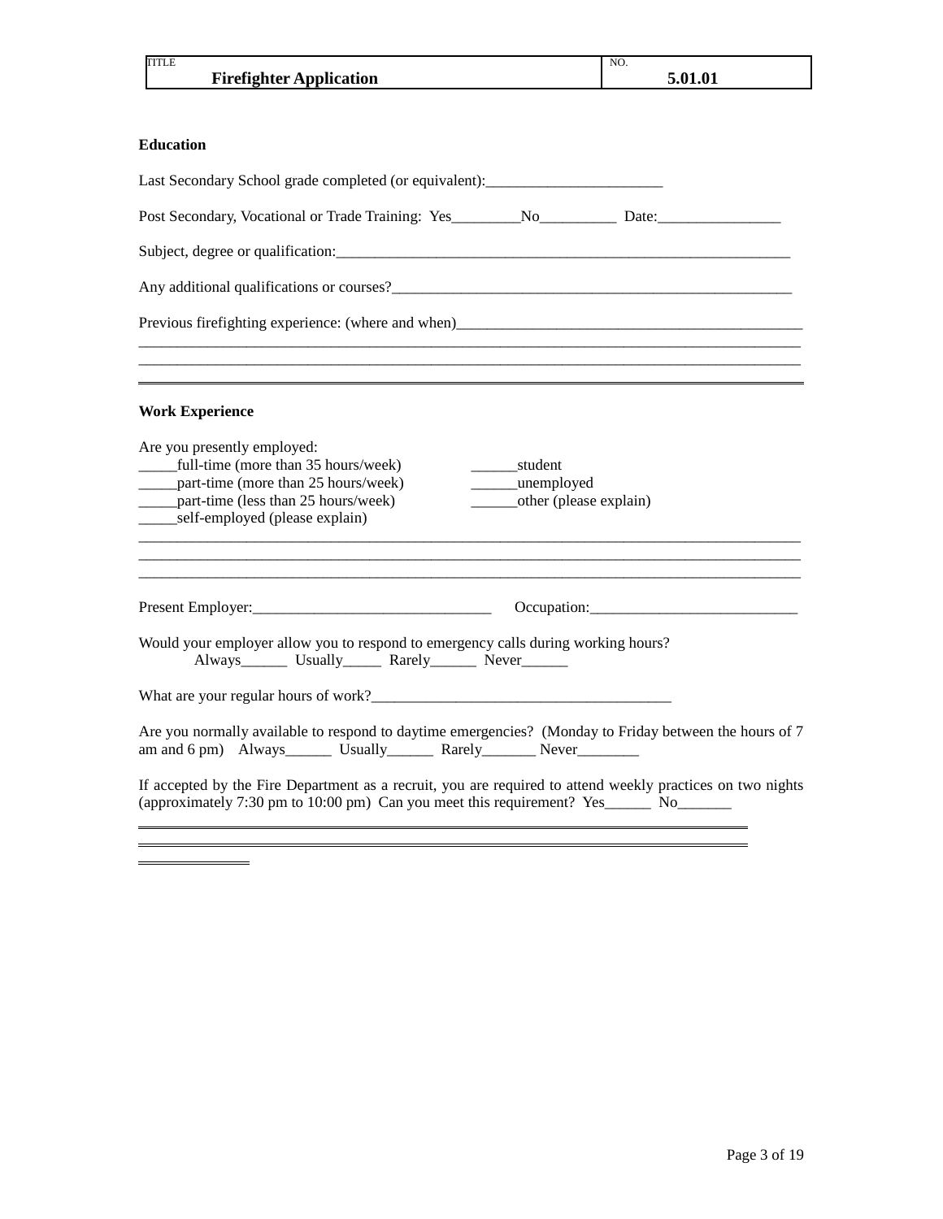| TITLE | NO. |
|---|---|
| **Firefighter Application** | **5.01.01** |

**Education**

Last Secondary School grade completed (or equivalent):_______________________

Post Secondary, Vocational or Trade Training: Yes_________No__________ Date:________________

Subject, degree or qualification:____________________________________________________________

Any additional qualifications or courses?______________________________________________________

Previous firefighting experience: (where and when)_____________________________________________
__________________________________________________________________________________________
__________________________________________________________________________________________

**Work Experience**

Are you presently employed:

_____full-time (more than 35 hours/week)
_____part-time (more than 25 hours/week)
_____part-time (less than 25 hours/week)
_____self-employed (please explain)
______student
______unemployed
______other (please explain)

__________________________________________________________________________________________
__________________________________________________________________________________________
__________________________________________________________________________________________

Present Employer:_______________________________ Occupation:___________________________

Would your employer allow you to respond to emergency calls during working hours?
Always______ Usually_____ Rarely______ Never______

What are your regular hours of work?_______________________________________

Are you normally available to respond to daytime emergencies? (Monday to Friday between the hours of 7 am and 6 pm) Always______ Usually______ Rarely_______ Never________

If accepted by the Fire Department as a recruit, you are required to attend weekly practices on two nights (approximately 7:30 pm to 10:00 pm) Can you meet this requirement? Yes______ No_______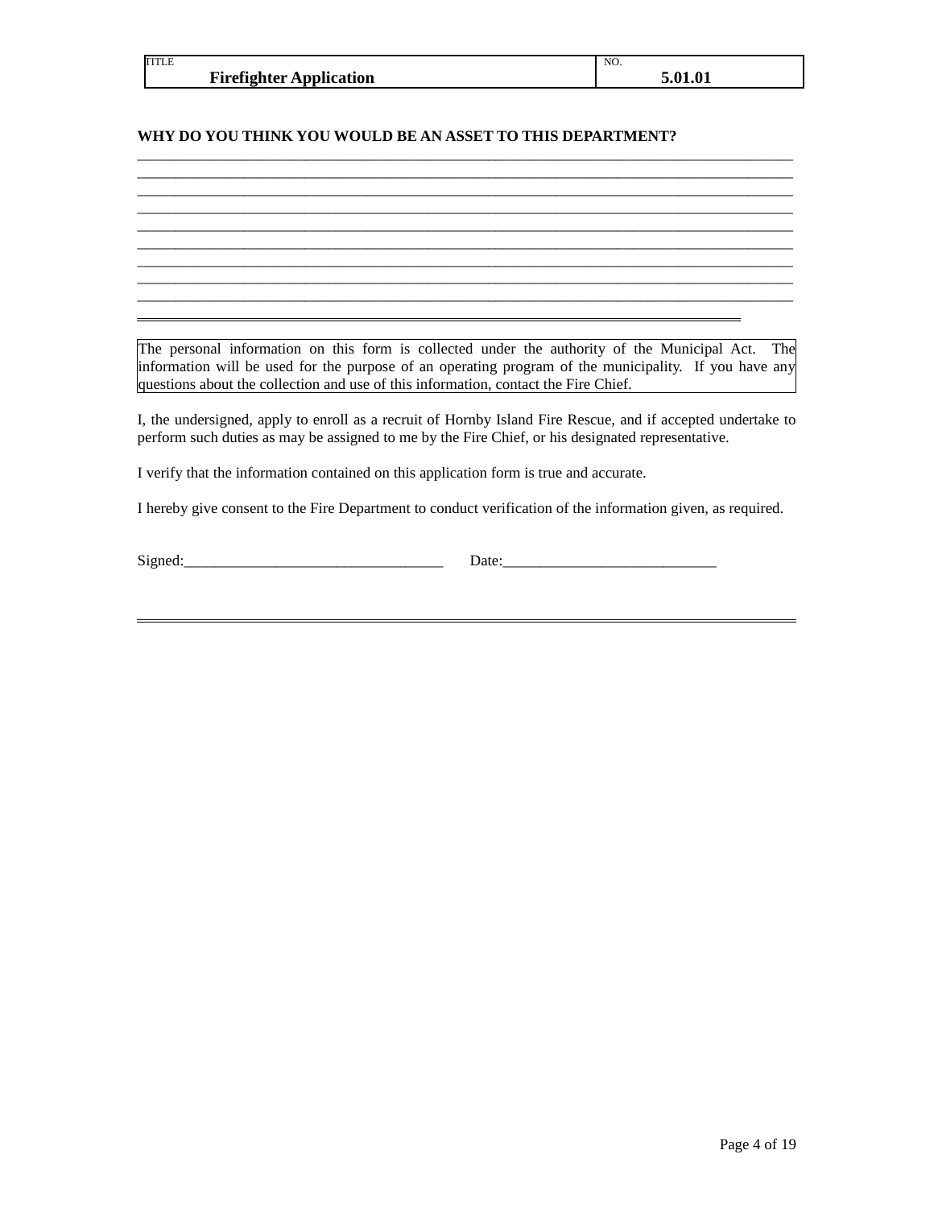| TITLE | NO. |
| --- | --- |
| **Firefighter Application** | **5.01.01** |

**WHY DO YOU THINK YOU WOULD BE AN ASSET TO THIS DEPARTMENT?**

____________________________________________________________________________________
____________________________________________________________________________________
____________________________________________________________________________________
____________________________________________________________________________________
____________________________________________________________________________________
____________________________________________________________________________________
____________________________________________________________________________________
____________________________________________________________________________________
____________________________________________________________________________________

---

The personal information on this form is collected under the authority of the Municipal Act. The information will be used for the purpose of an operating program of the municipality. If you have any questions about the collection and use of this information, contact the Fire Chief.

I, the undersigned, apply to enroll as a recruit of Hornby Island Fire Rescue, and if accepted undertake to perform such duties as may be assigned to me by the Fire Chief, or his designated representative.

I verify that the information contained on this application form is true and accurate.

I hereby give consent to the Fire Department to conduct verification of the information given, as required.

Signed:___________________________________ Date:____________________________

---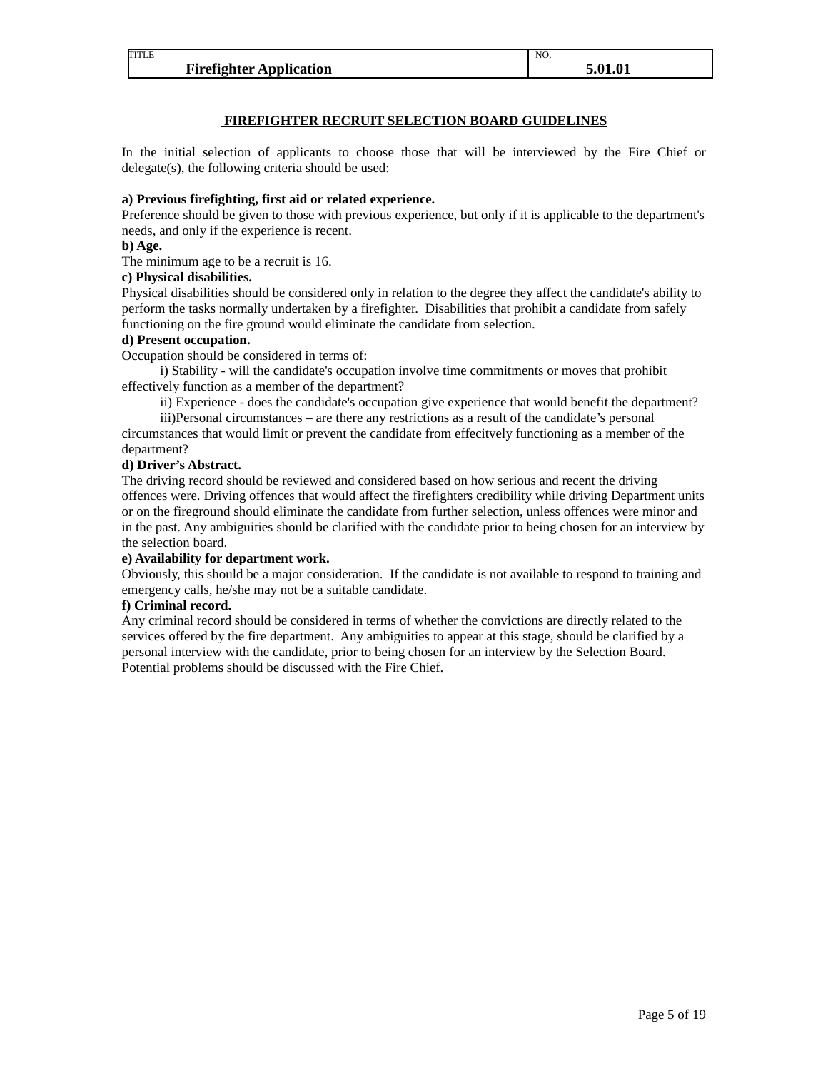## FIREFIGHTER RECRUIT SELECTION BOARD GUIDELINES

In the initial selection of applicants to choose those that will be interviewed by the Fire Chief or delegate(s), the following criteria should be used:

**a) Previous firefighting, first aid or related experience.**

Preference should be given to those with previous experience, but only if it is applicable to the department's needs, and only if the experience is recent.

**b) Age.**

The minimum age to be a recruit is 16.

**c) Physical disabilities.**

Physical disabilities should be considered only in relation to the degree they affect the candidate's ability to perform the tasks normally undertaken by a firefighter. Disabilities that prohibit a candidate from safely functioning on the fire ground would eliminate the candidate from selection.

**d) Present occupation.**

Occupation should be considered in terms of:

i) Stability - will the candidate's occupation involve time commitments or moves that prohibit effectively function as a member of the department?

ii) Experience - does the candidate's occupation give experience that would benefit the department?

iii)Personal circumstances – are there any restrictions as a result of the candidate's personal circumstances that would limit or prevent the candidate from effecitvely functioning as a member of the department?

**d) Driver's Abstract.**

The driving record should be reviewed and considered based on how serious and recent the driving offences were. Driving offences that would affect the firefighters credibility while driving Department units or on the fireground should eliminate the candidate from further selection, unless offences were minor and in the past. Any ambiguities should be clarified with the candidate prior to being chosen for an interview by the selection board.

**e) Availability for department work.**

Obviously, this should be a major consideration. If the candidate is not available to respond to training and emergency calls, he/she may not be a suitable candidate.

**f) Criminal record.**

Any criminal record should be considered in terms of whether the convictions are directly related to the services offered by the fire department. Any ambiguities to appear at this stage, should be clarified by a personal interview with the candidate, prior to being chosen for an interview by the Selection Board. Potential problems should be discussed with the Fire Chief.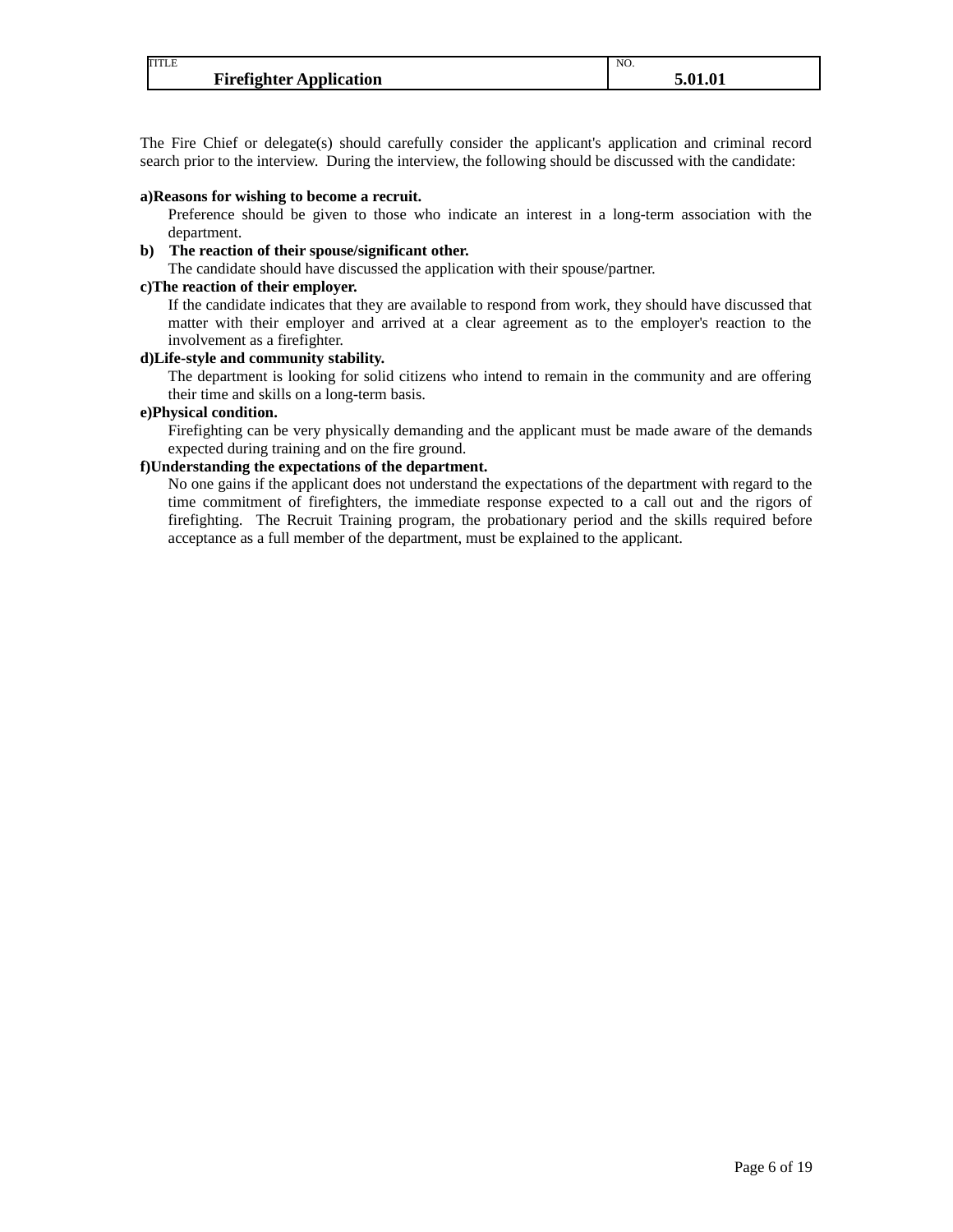The Fire Chief or delegate(s) should carefully consider the applicant's application and criminal record search prior to the interview. During the interview, the following should be discussed with the candidate:

**a) Reasons for wishing to become a recruit.**

Preference should be given to those who indicate an interest in a long-term association with the department.

**b) The reaction of their spouse/significant other.**

The candidate should have discussed the application with their spouse/partner.

**c) The reaction of their employer.**

If the candidate indicates that they are available to respond from work, they should have discussed that matter with their employer and arrived at a clear agreement as to the employer's reaction to the involvement as a firefighter.

**d) Life-style and community stability.**

The department is looking for solid citizens who intend to remain in the community and are offering their time and skills on a long-term basis.

**e) Physical condition.**

Firefighting can be very physically demanding and the applicant must be made aware of the demands expected during training and on the fire ground.

**f) Understanding the expectations of the department.**

No one gains if the applicant does not understand the expectations of the department with regard to the time commitment of firefighters, the immediate response expected to a call out and the rigors of firefighting. The Recruit Training program, the probationary period and the skills required before acceptance as a full member of the department, must be explained to the applicant.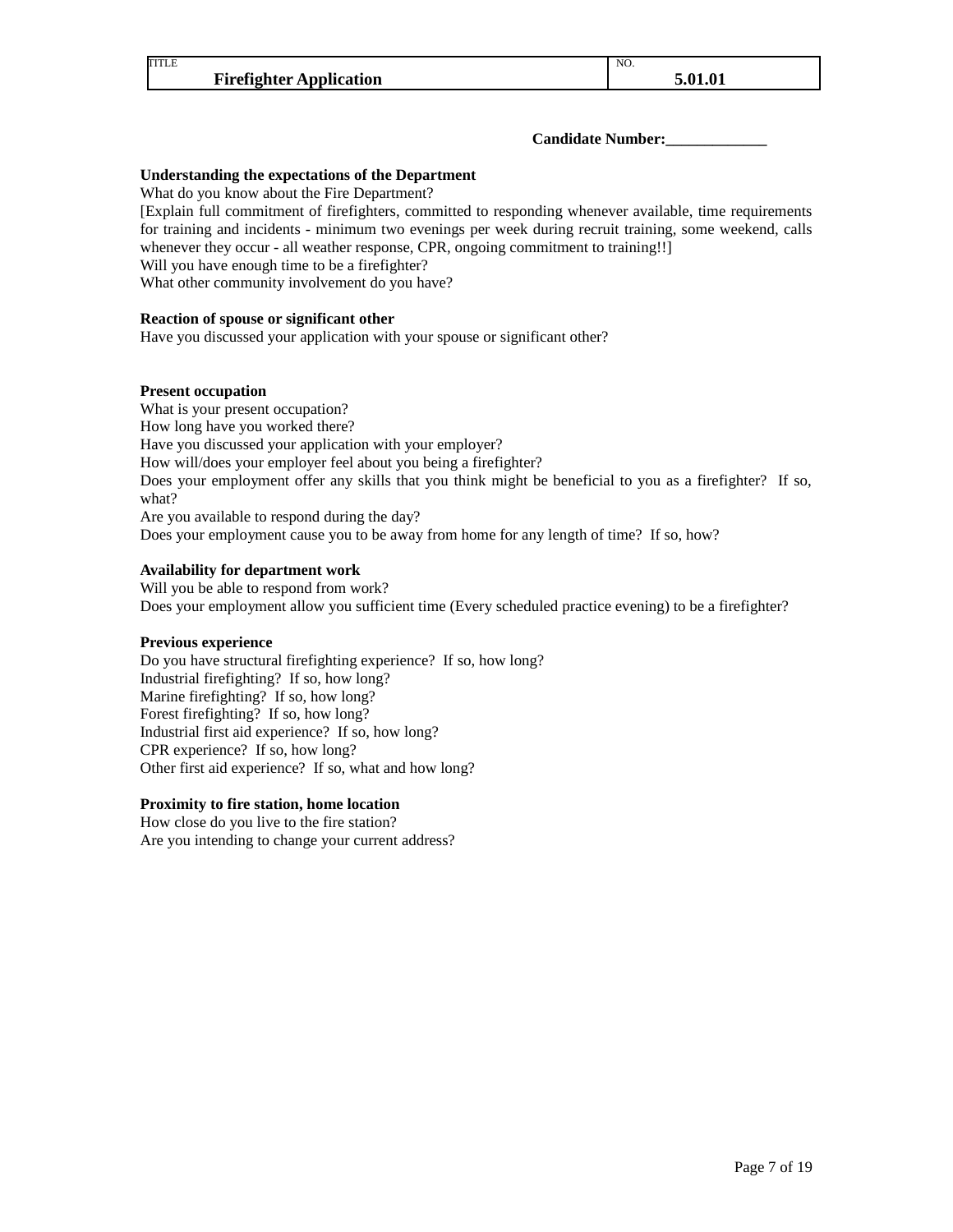**Candidate Number:_____________**

**Understanding the expectations of the Department**

What do you know about the Fire Department?

[Explain full commitment of firefighters, committed to responding whenever available, time requirements for training and incidents - minimum two evenings per week during recruit training, some weekend, calls whenever they occur - all weather response, CPR, ongoing commitment to training!!]

Will you have enough time to be a firefighter?

What other community involvement do you have?

**Reaction of spouse or significant other**

Have you discussed your application with your spouse or significant other?

**Present occupation**

What is your present occupation?

How long have you worked there?

Have you discussed your application with your employer?

How will/does your employer feel about you being a firefighter?

Does your employment offer any skills that you think might be beneficial to you as a firefighter? If so, what?

Are you available to respond during the day?

Does your employment cause you to be away from home for any length of time? If so, how?

**Availability for department work**

Will you be able to respond from work?

Does your employment allow you sufficient time (Every scheduled practice evening) to be a firefighter?

**Previous experience**

Do you have structural firefighting experience? If so, how long?

Industrial firefighting? If so, how long?

Marine firefighting? If so, how long?

Forest firefighting? If so, how long?

Industrial first aid experience? If so, how long?

CPR experience? If so, how long?

Other first aid experience? If so, what and how long?

**Proximity to fire station, home location**

How close do you live to the fire station?

Are you intending to change your current address?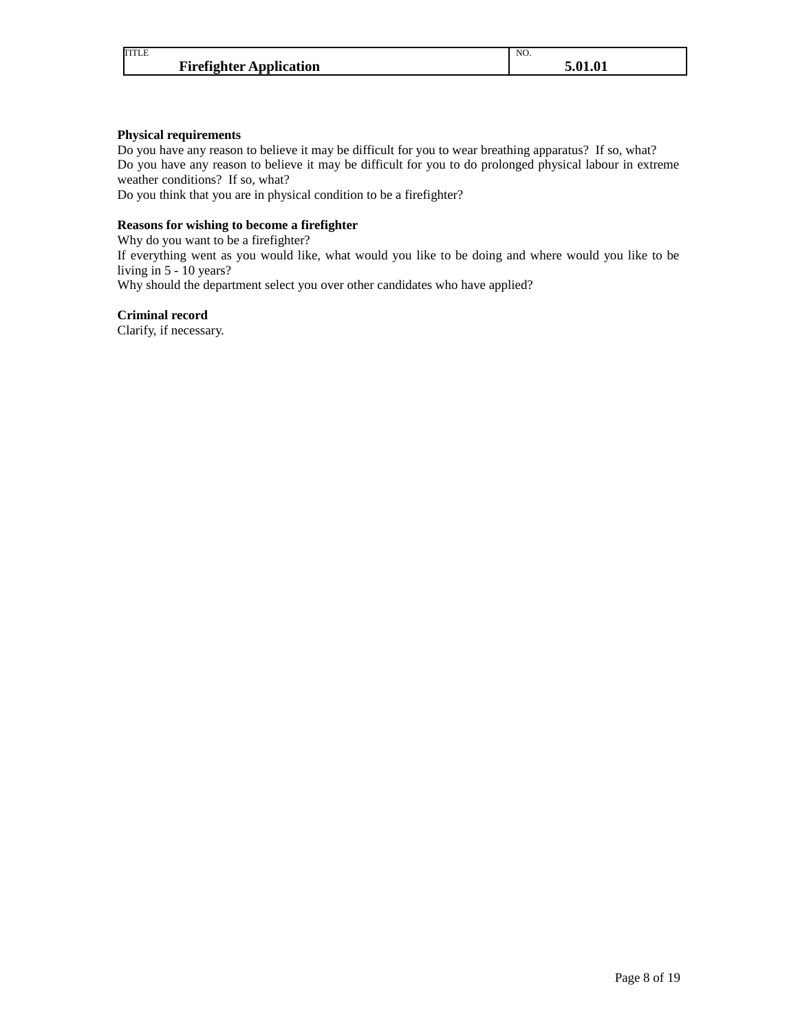**Physical requirements**

Do you have any reason to believe it may be difficult for you to wear breathing apparatus? If so, what?
Do you have any reason to believe it may be difficult for you to do prolonged physical labour in extreme weather conditions? If so, what?
Do you think that you are in physical condition to be a firefighter?

**Reasons for wishing to become a firefighter**

Why do you want to be a firefighter?
If everything went as you would like, what would you like to be doing and where would you like to be living in 5 - 10 years?
Why should the department select you over other candidates who have applied?

**Criminal record**

Clarify, if necessary.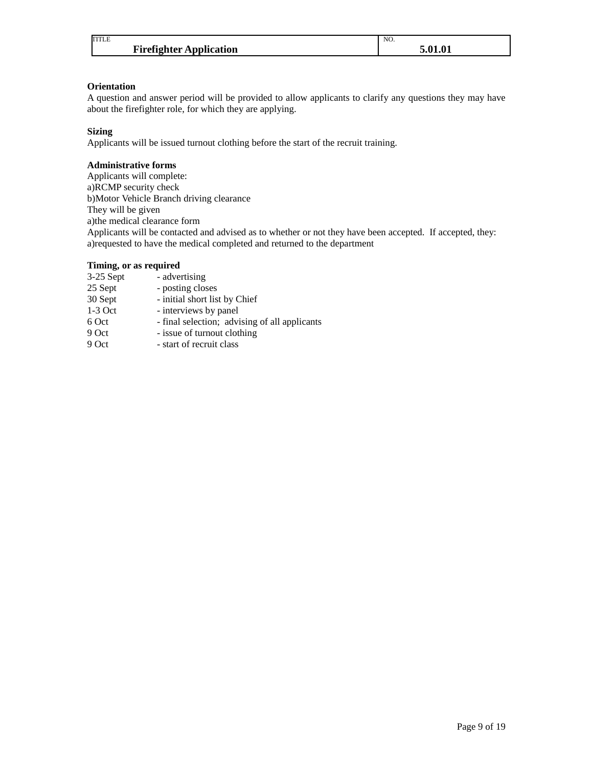| TITLE | NO. |
|---|---|
| **Firefighter Application** | **5.01.01** |

**Orientation**

A question and answer period will be provided to allow applicants to clarify any questions they may have about the firefighter role, for which they are applying.

**Sizing**

Applicants will be issued turnout clothing before the start of the recruit training.

**Administrative forms**

Applicants will complete:
a)RCMP security check
b)Motor Vehicle Branch driving clearance
They will be given
a)the medical clearance form
Applicants will be contacted and advised as to whether or not they have been accepted. If accepted, they:
a)requested to have the medical completed and returned to the department

**Timing, or as required**

| | |
|---|---|
| 3-25 Sept | - advertising |
| 25 Sept | - posting closes |
| 30 Sept | - initial short list by Chief |
| 1-3 Oct | - interviews by panel |
| 6 Oct | - final selection; advising of all applicants |
| 9 Oct | - issue of turnout clothing |
| 9 Oct | - start of recruit class |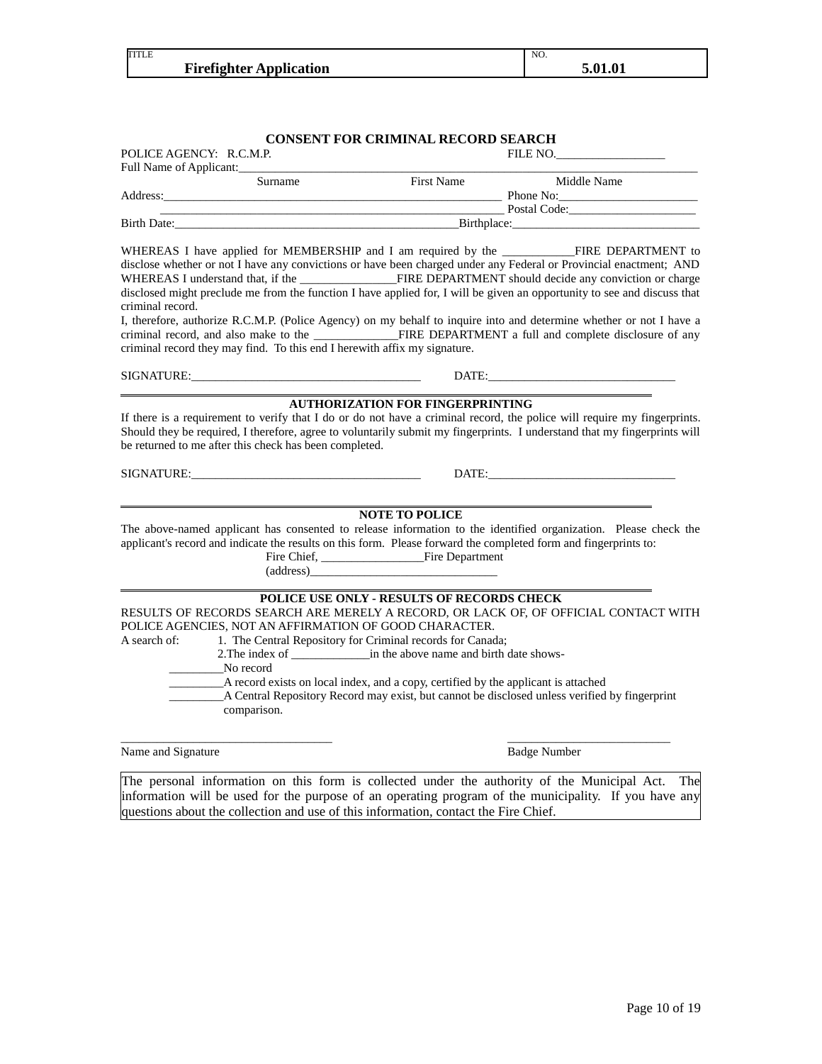| TITLE | NO. |
|---|---|
| **Firefighter Application** | **5.01.01** |

## CONSENT FOR CRIMINAL RECORD SEARCH

POLICE AGENCY: R.C.M.P. FILE NO.__________________

Full Name of Applicant:___________________________________________________________________________

Surname First Name Middle Name

Address:__________________________________________________________ Phone No:_______________________

__________________________________________________________ Postal Code:_____________________

Birth Date:________________________________________________Birthplace:______________________________

WHEREAS I have applied for MEMBERSHIP and I am required by the ____________FIRE DEPARTMENT to disclose whether or not I have any convictions or have been charged under any Federal or Provincial enactment; AND WHEREAS I understand that, if the ________________FIRE DEPARTMENT should decide any conviction or charge disclosed might preclude me from the function I have applied for, I will be given an opportunity to see and discuss that criminal record.

I, therefore, authorize R.C.M.P. (Police Agency) on my behalf to inquire into and determine whether or not I have a criminal record, and also make to the ______________FIRE DEPARTMENT a full and complete disclosure of any criminal record they may find. To this end I herewith affix my signature.

SIGNATURE:______________________________________ DATE:_______________________________

## AUTHORIZATION FOR FINGERPRINTING

If there is a requirement to verify that I do or do not have a criminal record, the police will require my fingerprints. Should they be required, I therefore, agree to voluntarily submit my fingerprints. I understand that my fingerprints will be returned to me after this check has been completed.

SIGNATURE:______________________________________ DATE:_______________________________

## NOTE TO POLICE

The above-named applicant has consented to release information to the identified organization. Please check the applicant's record and indicate the results on this form. Please forward the completed form and fingerprints to:

Fire Chief, _________________Fire Department

(address)_______________________________

## POLICE USE ONLY - RESULTS OF RECORDS CHECK

RESULTS OF RECORDS SEARCH ARE MERELY A RECORD, OR LACK OF, OF OFFICIAL CONTACT WITH POLICE AGENCIES, NOT AN AFFIRMATION OF GOOD CHARACTER.

A search of: 1. The Central Repository for Criminal records for Canada;

2.The index of _____________in the above name and birth date shows-

_________No record

_________A record exists on local index, and a copy, certified by the applicant is attached

_________A Central Repository Record may exist, but cannot be disclosed unless verified by fingerprint comparison.

__________________________________ __________________________

Name and Signature Badge Number

The personal information on this form is collected under the authority of the Municipal Act. The information will be used for the purpose of an operating program of the municipality. If you have any questions about the collection and use of this information, contact the Fire Chief.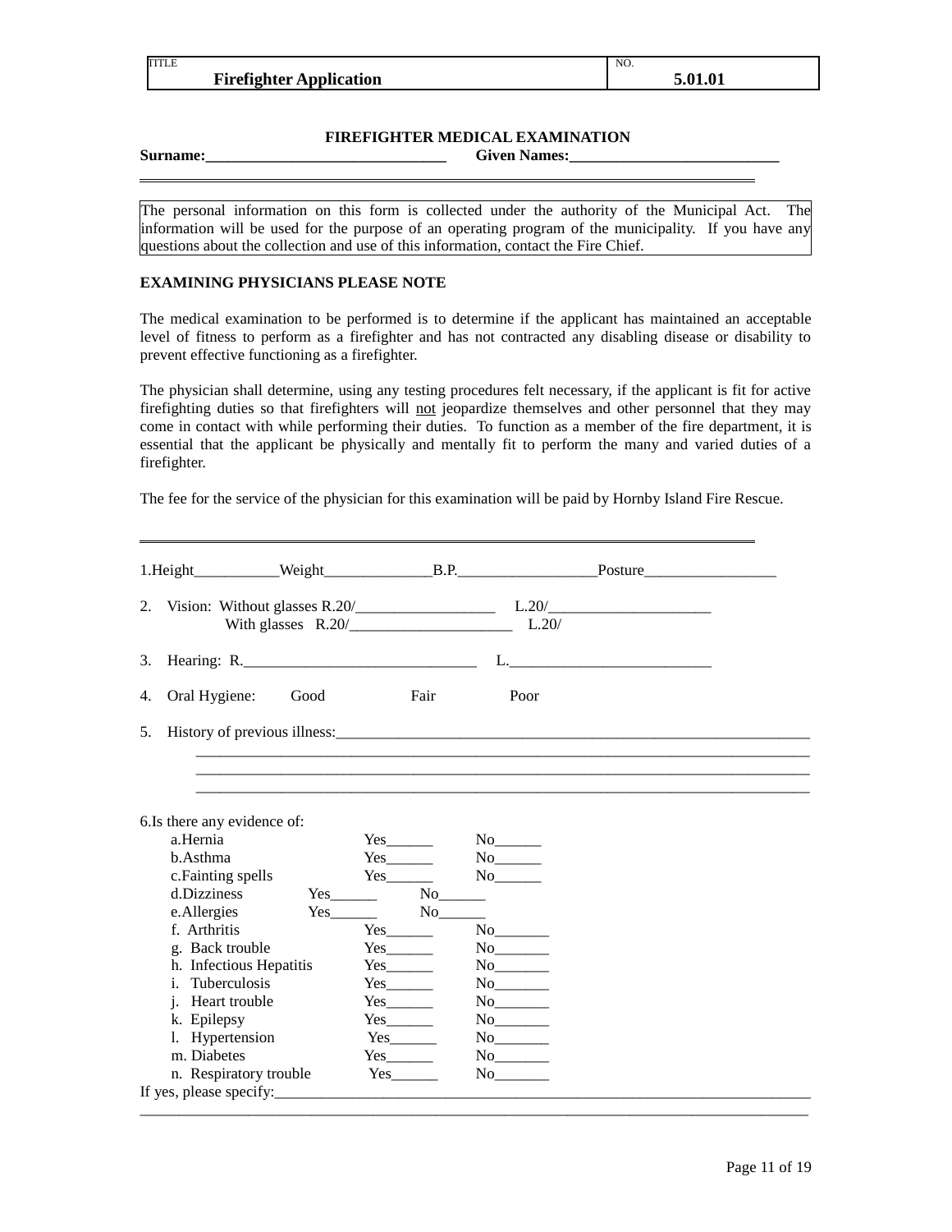| TITLE | NO. |
| --- | --- |
| **Firefighter Application** | **5.01.01** |

## FIREFIGHTER MEDICAL EXAMINATION

**Surname:**_______________________________ **Given Names:**___________________________

---

The personal information on this form is collected under the authority of the Municipal Act. The information will be used for the purpose of an operating program of the municipality. If you have any questions about the collection and use of this information, contact the Fire Chief.

**EXAMINING PHYSICIANS PLEASE NOTE**

The medical examination to be performed is to determine if the applicant has maintained an acceptable level of fitness to perform as a firefighter and has not contracted any disabling disease or disability to prevent effective functioning as a firefighter.

The physician shall determine, using any testing procedures felt necessary, if the applicant is fit for active firefighting duties so that firefighters will not jeopardize themselves and other personnel that they may come in contact with while performing their duties. To function as a member of the fire department, it is essential that the applicant be physically and mentally fit to perform the many and varied duties of a firefighter.

The fee for the service of the physician for this examination will be paid by Hornby Island Fire Rescue.

---

1. Height___________Weight______________B.P.__________________Posture_________________

2. Vision: Without glasses R.20/__________________ L.20/_____________________
   With glasses R.20/_____________________ L.20/

3. Hearing: R._______________________________ L.__________________________

4. Oral Hygiene: Good Fair Poor

5. History of previous illness:_________________________________________________________________
   ______________________________________________________________________________
   ______________________________________________________________________________
   ______________________________________________________________________________

6. Is there any evidence of:

| | | |
| --- | --- | --- |
| a. Hernia | Yes______ | No______ |
| b. Asthma | Yes______ | No______ |
| c. Fainting spells | Yes______ | No______ |
| d. Dizziness | Yes______ | No______ |
| e. Allergies | Yes______ | No______ |
| f. Arthritis | Yes______ | No_______ |
| g. Back trouble | Yes______ | No_______ |
| h. Infectious Hepatitis | Yes______ | No_______ |
| i. Tuberculosis | Yes______ | No_______ |
| j. Heart trouble | Yes______ | No_______ |
| k. Epilepsy | Yes______ | No_______ |
| l. Hypertension | Yes______ | No_______ |
| m. Diabetes | Yes______ | No_______ |
| n. Respiratory trouble | Yes______ | No_______ |

If yes, please specify:__________________________________________________________________________
_____________________________________________________________________________________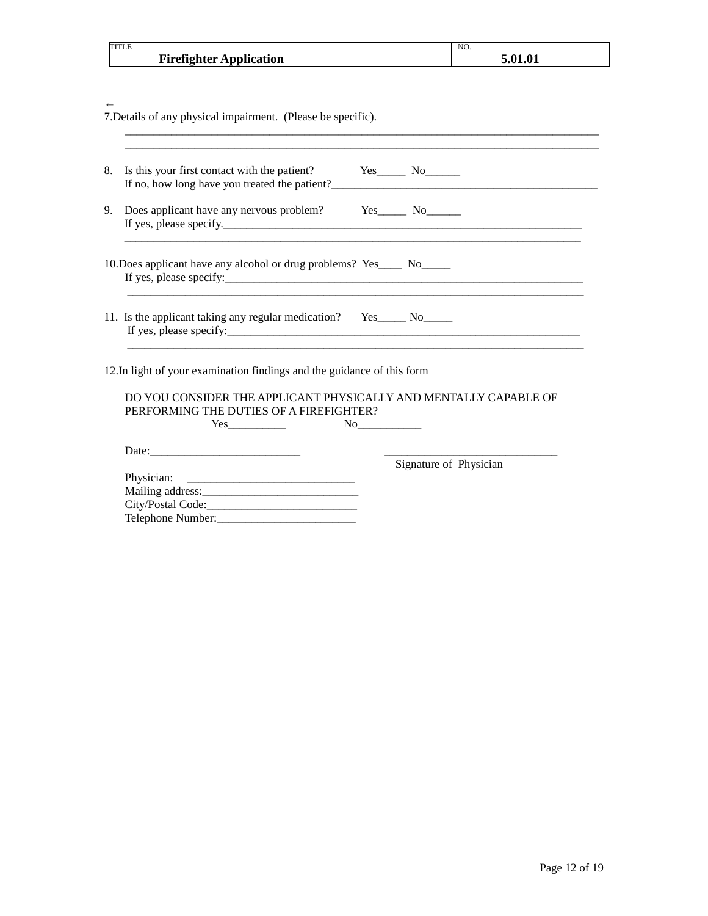| TITLE | NO. |
| --- | --- |
| **Firefighter Application** | **5.01.01** |

←
7.Details of any physical impairment. (Please be specific).
_______________________________________________________________________________
_______________________________________________________________________________

8. Is this your first contact with the patient? Yes_____ No______
   If no, how long have you treated the patient?____________________________________________

9. Does applicant have any nervous problem? Yes_____ No______
   If yes, please specify.________________________________________________________________
   _______________________________________________________________________________

10.Does applicant have any alcohol or drug problems? Yes____ No_____
   If yes, please specify:________________________________________________________________
   _______________________________________________________________________________

11. Is the applicant taking any regular medication? Yes_____ No_____
   If yes, please specify:________________________________________________________________
   _______________________________________________________________________________

12.In light of your examination findings and the guidance of this form

DO YOU CONSIDER THE APPLICANT PHYSICALLY AND MENTALLY CAPABLE OF PERFORMING THE DUTIES OF A FIREFIGHTER?
Yes__________ No___________

Date:__________________________ ______________________________
Signature of Physician

Physician: _____________________________
Mailing address:___________________________
City/Postal Code:__________________________
Telephone Number:________________________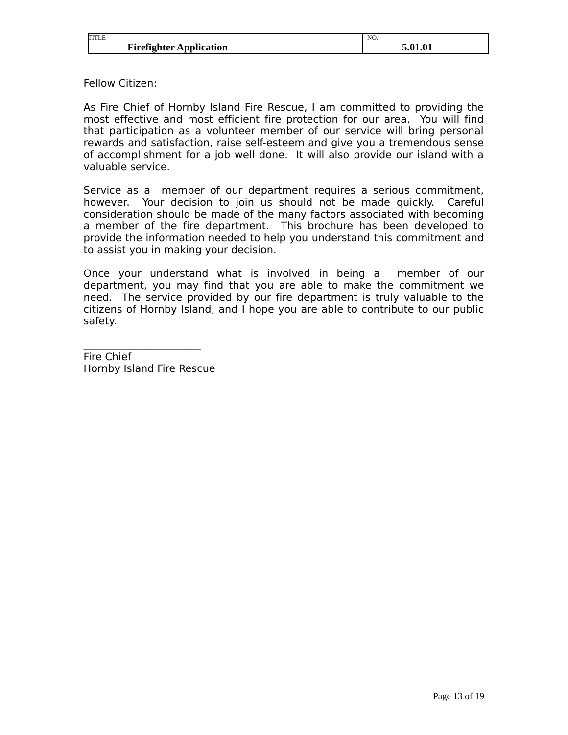| TITLE Firefighter Application | NO. 5.01.01 |
|---|---|

Fellow Citizen:

As Fire Chief of Hornby Island Fire Rescue, I am committed to providing the most effective and most efficient fire protection for our area. You will find that participation as a volunteer member of our service will bring personal rewards and satisfaction, raise self-esteem and give you a tremendous sense of accomplishment for a job well done. It will also provide our island with a valuable service.

Service as a member of our department requires a serious commitment, however. Your decision to join us should not be made quickly. Careful consideration should be made of the many factors associated with becoming a member of the fire department. This brochure has been developed to provide the information needed to help you understand this commitment and to assist you in making your decision.

Once your understand what is involved in being a member of our department, you may find that you are able to make the commitment we need. The service provided by our fire department is truly valuable to the citizens of Hornby Island, and I hope you are able to contribute to our public safety.

______________________

Fire Chief
Hornby Island Fire Rescue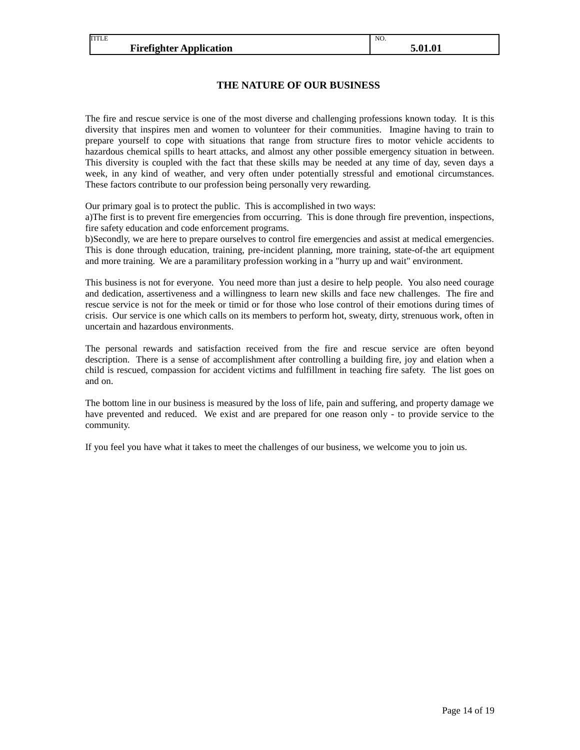# THE NATURE OF OUR BUSINESS

The fire and rescue service is one of the most diverse and challenging professions known today. It is this diversity that inspires men and women to volunteer for their communities. Imagine having to train to prepare yourself to cope with situations that range from structure fires to motor vehicle accidents to hazardous chemical spills to heart attacks, and almost any other possible emergency situation in between. This diversity is coupled with the fact that these skills may be needed at any time of day, seven days a week, in any kind of weather, and very often under potentially stressful and emotional circumstances. These factors contribute to our profession being personally very rewarding.

Our primary goal is to protect the public. This is accomplished in two ways:
a)The first is to prevent fire emergencies from occurring. This is done through fire prevention, inspections, fire safety education and code enforcement programs.
b)Secondly, we are here to prepare ourselves to control fire emergencies and assist at medical emergencies. This is done through education, training, pre-incident planning, more training, state-of-the art equipment and more training. We are a paramilitary profession working in a "hurry up and wait" environment.

This business is not for everyone. You need more than just a desire to help people. You also need courage and dedication, assertiveness and a willingness to learn new skills and face new challenges. The fire and rescue service is not for the meek or timid or for those who lose control of their emotions during times of crisis. Our service is one which calls on its members to perform hot, sweaty, dirty, strenuous work, often in uncertain and hazardous environments.

The personal rewards and satisfaction received from the fire and rescue service are often beyond description. There is a sense of accomplishment after controlling a building fire, joy and elation when a child is rescued, compassion for accident victims and fulfillment in teaching fire safety. The list goes on and on.

The bottom line in our business is measured by the loss of life, pain and suffering, and property damage we have prevented and reduced. We exist and are prepared for one reason only - to provide service to the community.

If you feel you have what it takes to meet the challenges of our business, we welcome you to join us.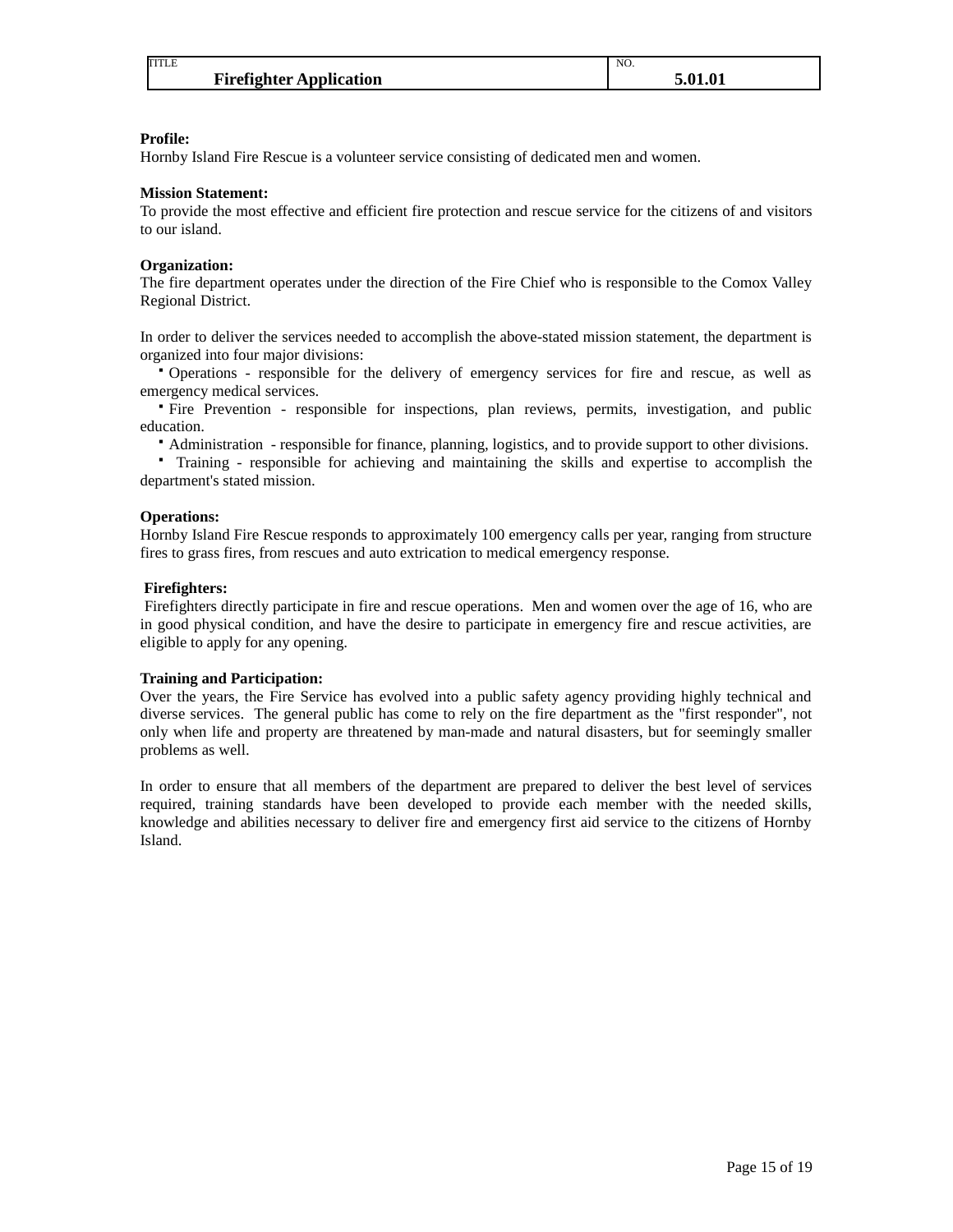| TITLE | NO. |
| --- | --- |
| **Firefighter Application** | **5.01.01** |

**Profile:**
Hornby Island Fire Rescue is a volunteer service consisting of dedicated men and women.

**Mission Statement:**
To provide the most effective and efficient fire protection and rescue service for the citizens of and visitors to our island.

**Organization:**
The fire department operates under the direction of the Fire Chief who is responsible to the Comox Valley Regional District.

In order to deliver the services needed to accomplish the above-stated mission statement, the department is organized into four major divisions:

- Operations - responsible for the delivery of emergency services for fire and rescue, as well as emergency medical services.
- Fire Prevention - responsible for inspections, plan reviews, permits, investigation, and public education.
- Administration - responsible for finance, planning, logistics, and to provide support to other divisions.
- Training - responsible for achieving and maintaining the skills and expertise to accomplish the department's stated mission.

**Operations:**
Hornby Island Fire Rescue responds to approximately 100 emergency calls per year, ranging from structure fires to grass fires, from rescues and auto extrication to medical emergency response.

**Firefighters:**
Firefighters directly participate in fire and rescue operations. Men and women over the age of 16, who are in good physical condition, and have the desire to participate in emergency fire and rescue activities, are eligible to apply for any opening.

**Training and Participation:**
Over the years, the Fire Service has evolved into a public safety agency providing highly technical and diverse services. The general public has come to rely on the fire department as the "first responder", not only when life and property are threatened by man-made and natural disasters, but for seemingly smaller problems as well.

In order to ensure that all members of the department are prepared to deliver the best level of services required, training standards have been developed to provide each member with the needed skills, knowledge and abilities necessary to deliver fire and emergency first aid service to the citizens of Hornby Island.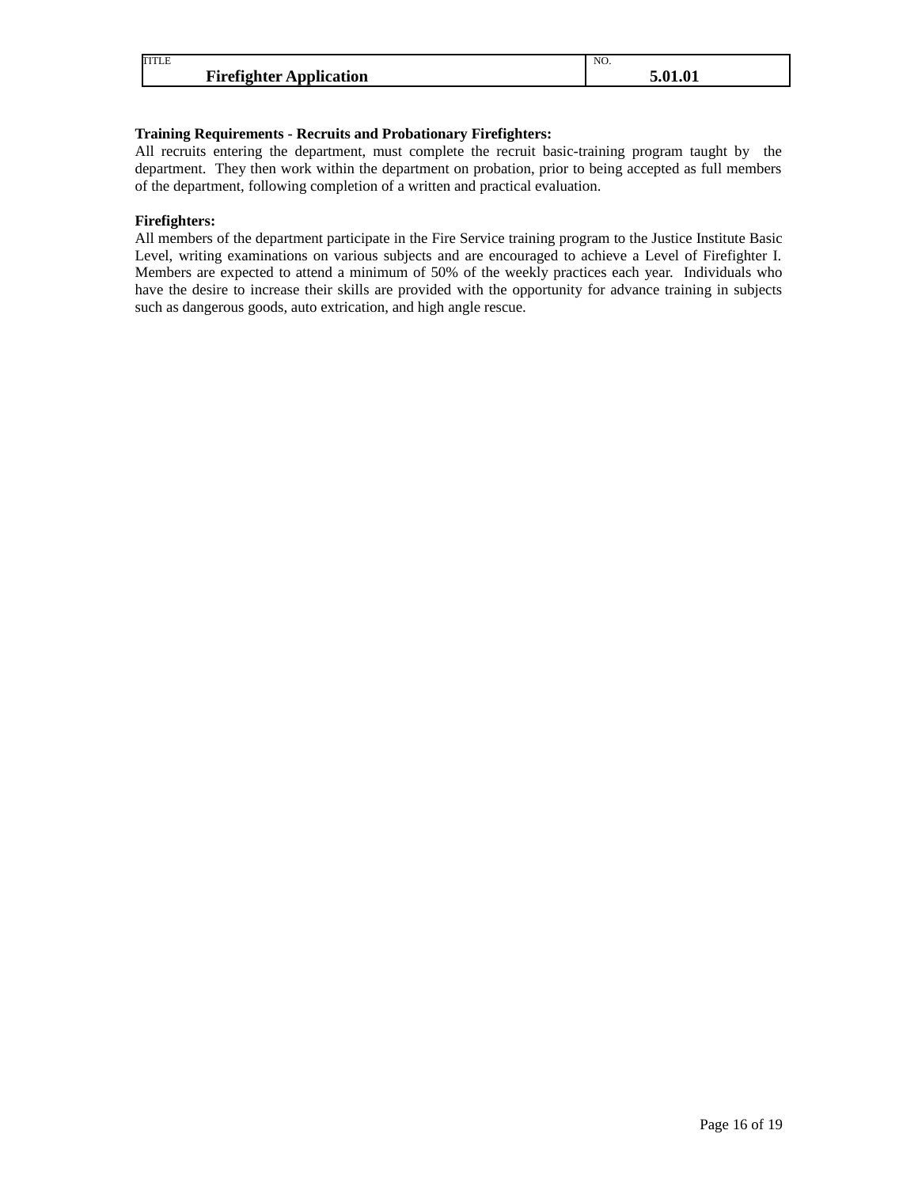**Training Requirements - Recruits and Probationary Firefighters:**

All recruits entering the department, must complete the recruit basic-training program taught by the department. They then work within the department on probation, prior to being accepted as full members of the department, following completion of a written and practical evaluation.

**Firefighters:**

All members of the department participate in the Fire Service training program to the Justice Institute Basic Level, writing examinations on various subjects and are encouraged to achieve a Level of Firefighter I. Members are expected to attend a minimum of 50% of the weekly practices each year. Individuals who have the desire to increase their skills are provided with the opportunity for advance training in subjects such as dangerous goods, auto extrication, and high angle rescue.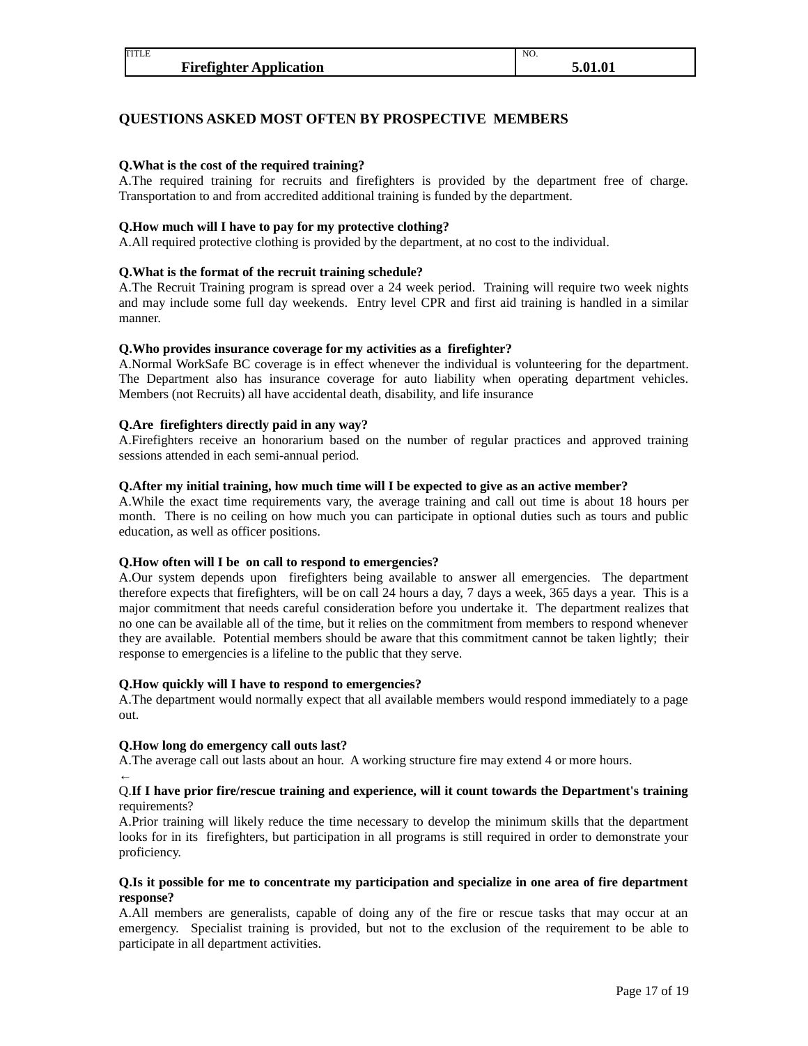| TITLE | NO. |
| --- | --- |
| Firefighter Application | 5.01.01 |

## QUESTIONS ASKED MOST OFTEN BY PROSPECTIVE MEMBERS

**Q.What is the cost of the required training?**
A.The required training for recruits and firefighters is provided by the department free of charge. Transportation to and from accredited additional training is funded by the department.

**Q.How much will I have to pay for my protective clothing?**
A.All required protective clothing is provided by the department, at no cost to the individual.

**Q.What is the format of the recruit training schedule?**
A.The Recruit Training program is spread over a 24 week period. Training will require two week nights and may include some full day weekends. Entry level CPR and first aid training is handled in a similar manner.

**Q.Who provides insurance coverage for my activities as a firefighter?**
A.Normal WorkSafe BC coverage is in effect whenever the individual is volunteering for the department. The Department also has insurance coverage for auto liability when operating department vehicles. Members (not Recruits) all have accidental death, disability, and life insurance

**Q.Are firefighters directly paid in any way?**
A.Firefighters receive an honorarium based on the number of regular practices and approved training sessions attended in each semi-annual period.

**Q.After my initial training, how much time will I be expected to give as an active member?**
A.While the exact time requirements vary, the average training and call out time is about 18 hours per month. There is no ceiling on how much you can participate in optional duties such as tours and public education, as well as officer positions.

**Q.How often will I be on call to respond to emergencies?**
A.Our system depends upon firefighters being available to answer all emergencies. The department therefore expects that firefighters, will be on call 24 hours a day, 7 days a week, 365 days a year. This is a major commitment that needs careful consideration before you undertake it. The department realizes that no one can be available all of the time, but it relies on the commitment from members to respond whenever they are available. Potential members should be aware that this commitment cannot be taken lightly; their response to emergencies is a lifeline to the public that they serve.

**Q.How quickly will I have to respond to emergencies?**
A.The department would normally expect that all available members would respond immediately to a page out.

**Q.How long do emergency call outs last?**
A.The average call out lasts about an hour. A working structure fire may extend 4 or more hours.

Q.**If I have prior fire/rescue training and experience, will it count towards the Department's training** requirements?
A.Prior training will likely reduce the time necessary to develop the minimum skills that the department looks for in its firefighters, but participation in all programs is still required in order to demonstrate your proficiency.

**Q.Is it possible for me to concentrate my participation and specialize in one area of fire department response?**
A.All members are generalists, capable of doing any of the fire or rescue tasks that may occur at an emergency. Specialist training is provided, but not to the exclusion of the requirement to be able to participate in all department activities.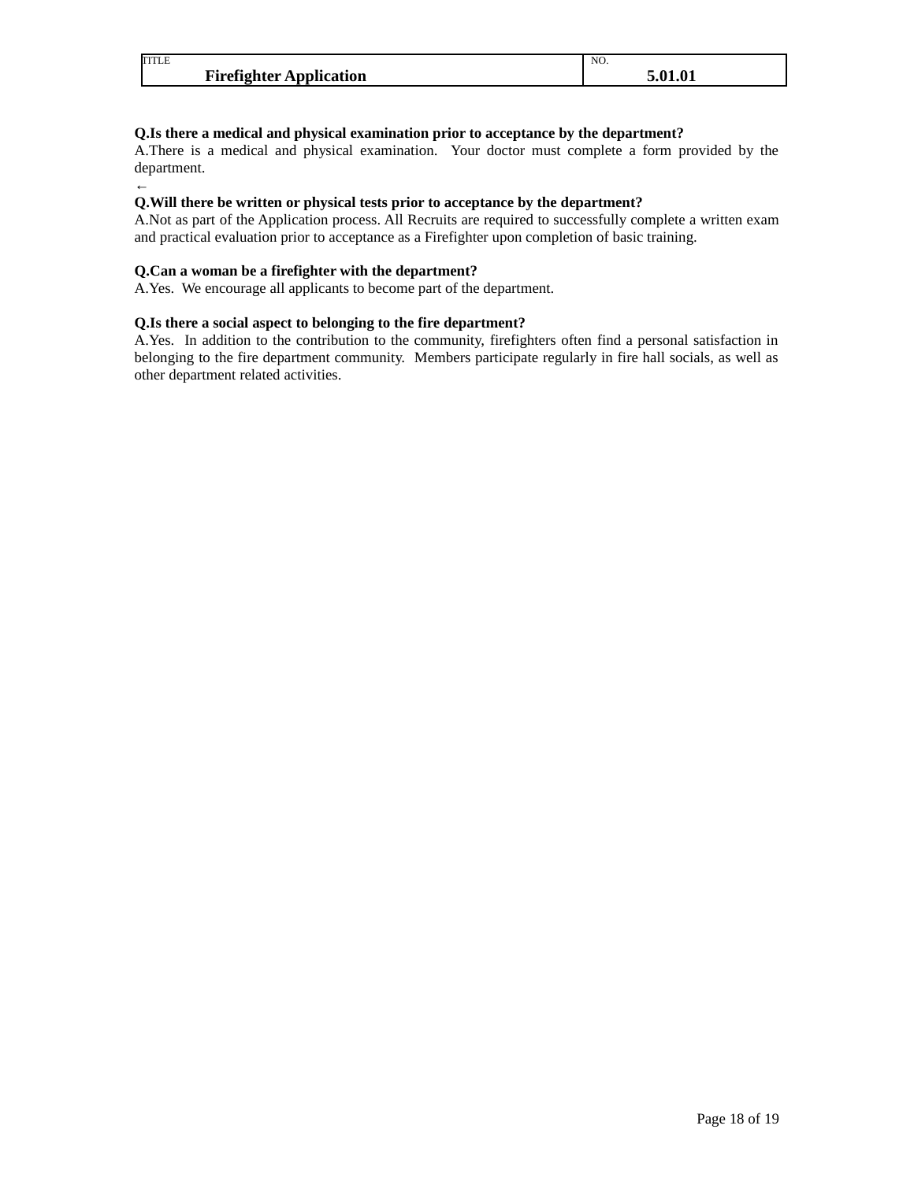| TITLE | NO. |
| --- | --- |
| **Firefighter Application** | **5.01.01** |

**Q.Is there a medical and physical examination prior to acceptance by the department?**
A.There is a medical and physical examination. Your doctor must complete a form provided by the department.

**Q.Will there be written or physical tests prior to acceptance by the department?**
A.Not as part of the Application process. All Recruits are required to successfully complete a written exam and practical evaluation prior to acceptance as a Firefighter upon completion of basic training.

**Q.Can a woman be a firefighter with the department?**
A.Yes. We encourage all applicants to become part of the department.

**Q.Is there a social aspect to belonging to the fire department?**
A.Yes. In addition to the contribution to the community, firefighters often find a personal satisfaction in belonging to the fire department community. Members participate regularly in fire hall socials, as well as other department related activities.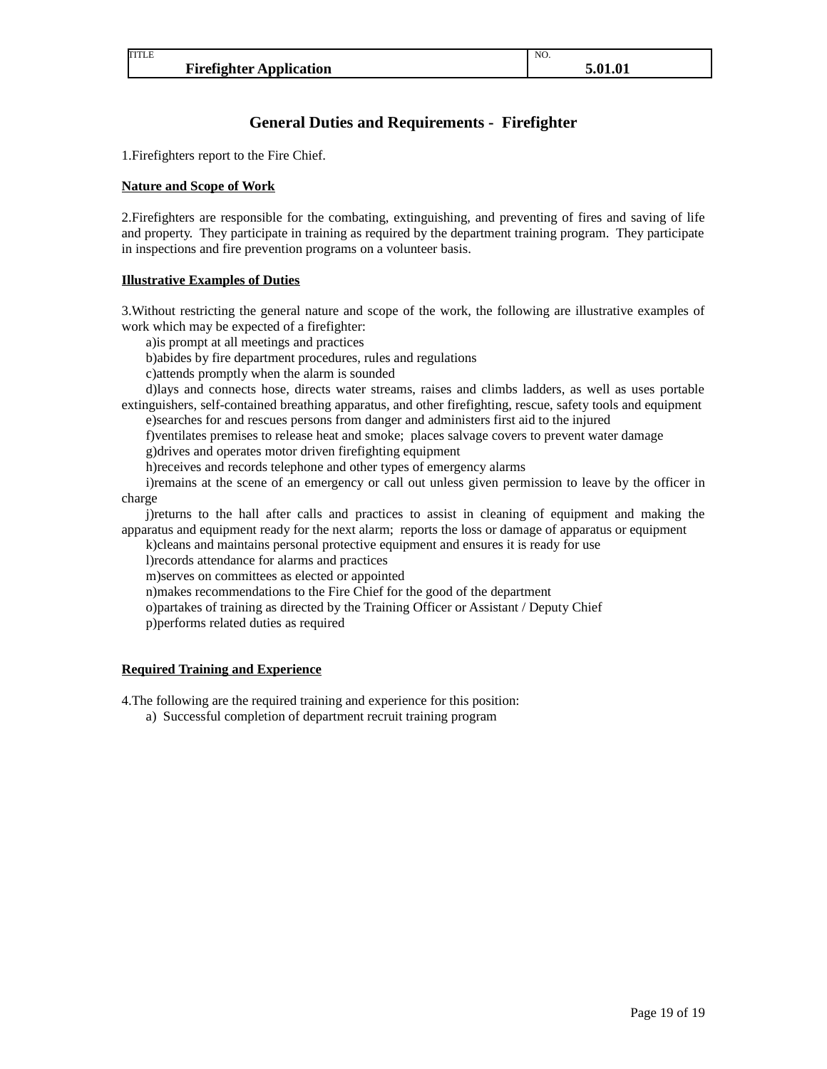| TITLE | NO. |
|---|---|
| **Firefighter Application** | **5.01.01** |

## General Duties and Requirements - Firefighter

1.Firefighters report to the Fire Chief.

**Nature and Scope of Work**

2.Firefighters are responsible for the combating, extinguishing, and preventing of fires and saving of life and property. They participate in training as required by the department training program. They participate in inspections and fire prevention programs on a volunteer basis.

**Illustrative Examples of Duties**

3.Without restricting the general nature and scope of the work, the following are illustrative examples of work which may be expected of a firefighter:

a)is prompt at all meetings and practices

b)abides by fire department procedures, rules and regulations

c)attends promptly when the alarm is sounded

d)lays and connects hose, directs water streams, raises and climbs ladders, as well as uses portable extinguishers, self-contained breathing apparatus, and other firefighting, rescue, safety tools and equipment

e)searches for and rescues persons from danger and administers first aid to the injured

f)ventilates premises to release heat and smoke; places salvage covers to prevent water damage

g)drives and operates motor driven firefighting equipment

h)receives and records telephone and other types of emergency alarms

i)remains at the scene of an emergency or call out unless given permission to leave by the officer in charge

j)returns to the hall after calls and practices to assist in cleaning of equipment and making the apparatus and equipment ready for the next alarm; reports the loss or damage of apparatus or equipment

k)cleans and maintains personal protective equipment and ensures it is ready for use

l)records attendance for alarms and practices

m)serves on committees as elected or appointed

n)makes recommendations to the Fire Chief for the good of the department

o)partakes of training as directed by the Training Officer or Assistant / Deputy Chief

p)performs related duties as required

**Required Training and Experience**

4.The following are the required training and experience for this position:

a) Successful completion of department recruit training program